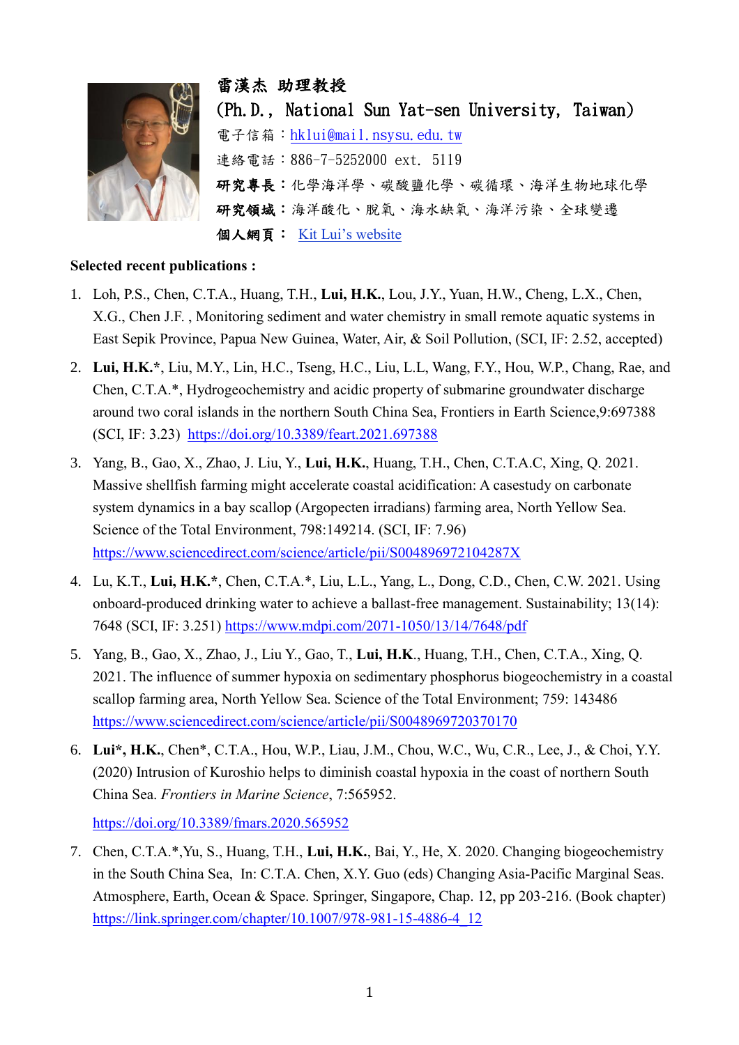**雷漢杰 助理教授**
**(Ph.D., National Sun Yat-sen University, Taiwan)**

電子信箱：hklui@mail.nsysu.edu.tw

連絡電話：886-7-5252000 ext. 5119

**研究專長**：化學海洋學、碳酸鹽化學、碳循環、海洋生物地球化學

**研究領域**：海洋酸化、脫氧、海水缺氧、海洋污染、全球變遷

**個人網頁**： Kit Lui's website

**Selected recent publications :**

1. Loh, P.S., Chen, C.T.A., Huang, T.H., **Lui, H.K.**, Lou, J.Y., Yuan, H.W., Cheng, L.X., Chen, X.G., Chen J.F. , Monitoring sediment and water chemistry in small remote aquatic systems in East Sepik Province, Papua New Guinea, Water, Air, & Soil Pollution, (SCI, IF: 2.52, accepted)
2. **Lui, H.K.***, Liu, M.Y., Lin, H.C., Tseng, H.C., Liu, L.L, Wang, F.Y., Hou, W.P., Chang, Rae, and Chen, C.T.A.*, Hydrogeochemistry and acidic property of submarine groundwater discharge around two coral islands in the northern South China Sea, Frontiers in Earth Science,9:697388 (SCI, IF: 3.23) https://doi.org/10.3389/feart.2021.697388
3. Yang, B., Gao, X., Zhao, J. Liu, Y., **Lui, H.K.**, Huang, T.H., Chen, C.T.A.C, Xing, Q. 2021. Massive shellfish farming might accelerate coastal acidification: A casestudy on carbonate system dynamics in a bay scallop (Argopecten irradians) farming area, North Yellow Sea. Science of the Total Environment, 798:149214. (SCI, IF: 7.96) https://www.sciencedirect.com/science/article/pii/S004896972104287X
4. Lu, K.T., **Lui, H.K.***, Chen, C.T.A.*, Liu, L.L., Yang, L., Dong, C.D., Chen, C.W. 2021. Using onboard-produced drinking water to achieve a ballast-free management. Sustainability; 13(14): 7648 (SCI, IF: 3.251) https://www.mdpi.com/2071-1050/13/14/7648/pdf
5. Yang, B., Gao, X., Zhao, J., Liu Y., Gao, T., **Lui, H.K**., Huang, T.H., Chen, C.T.A., Xing, Q. 2021. The influence of summer hypoxia on sedimentary phosphorus biogeochemistry in a coastal scallop farming area, North Yellow Sea. Science of the Total Environment; 759: 143486 https://www.sciencedirect.com/science/article/pii/S0048969720370170
6. **Lui*, H.K.**, Chen*, C.T.A., Hou, W.P., Liau, J.M., Chou, W.C., Wu, C.R., Lee, J., & Choi, Y.Y. (2020) Intrusion of Kuroshio helps to diminish coastal hypoxia in the coast of northern South China Sea. *Frontiers in Marine Science*, 7:565952.

   https://doi.org/10.3389/fmars.2020.565952
7. Chen, C.T.A.*,Yu, S., Huang, T.H., **Lui, H.K.**, Bai, Y., He, X. 2020. Changing biogeochemistry in the South China Sea, In: C.T.A. Chen, X.Y. Guo (eds) Changing Asia-Pacific Marginal Seas. Atmosphere, Earth, Ocean & Space. Springer, Singapore, Chap. 12, pp 203-216. (Book chapter) https://link.springer.com/chapter/10.1007/978-981-15-4886-4_12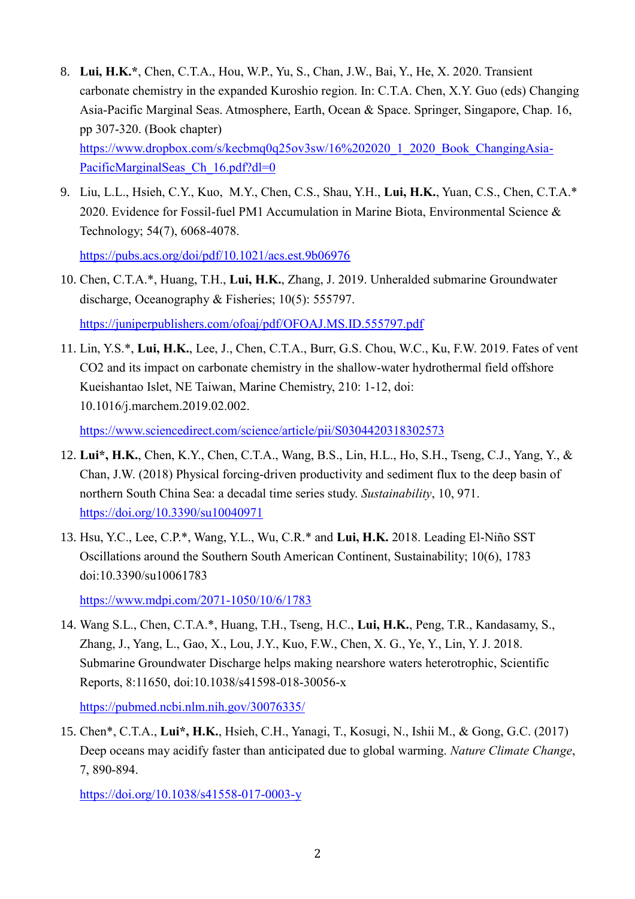8. **Lui, H.K.***, Chen, C.T.A., Hou, W.P., Yu, S., Chan, J.W., Bai, Y., He, X. 2020. Transient carbonate chemistry in the expanded Kuroshio region. In: C.T.A. Chen, X.Y. Guo (eds) Changing Asia-Pacific Marginal Seas. Atmosphere, Earth, Ocean & Space. Springer, Singapore, Chap. 16, pp 307-320. (Book chapter)
   https://www.dropbox.com/s/kecbmq0q25ov3sw/16%202020_1_2020_Book_ChangingAsia-PacificMarginalSeas_Ch_16.pdf?dl=0

9. Liu, L.L., Hsieh, C.Y., Kuo, M.Y., Chen, C.S., Shau, Y.H., **Lui, H.K.**, Yuan, C.S., Chen, C.T.A.* 2020. Evidence for Fossil-fuel PM1 Accumulation in Marine Biota, Environmental Science & Technology; 54(7), 6068-4078.

   https://pubs.acs.org/doi/pdf/10.1021/acs.est.9b06976

10. Chen, C.T.A.*, Huang, T.H., **Lui, H.K.**, Zhang, J. 2019. Unheralded submarine Groundwater discharge, Oceanography & Fisheries; 10(5): 555797.

    https://juniperpublishers.com/ofoaj/pdf/OFOAJ.MS.ID.555797.pdf

11. Lin, Y.S.*, **Lui, H.K.**, Lee, J., Chen, C.T.A., Burr, G.S. Chou, W.C., Ku, F.W. 2019. Fates of vent CO2 and its impact on carbonate chemistry in the shallow-water hydrothermal field offshore Kueishantao Islet, NE Taiwan, Marine Chemistry, 210: 1-12, doi: 10.1016/j.marchem.2019.02.002.

    https://www.sciencedirect.com/science/article/pii/S0304420318302573

12. **Lui*, H.K.**, Chen, K.Y., Chen, C.T.A., Wang, B.S., Lin, H.L., Ho, S.H., Tseng, C.J., Yang, Y., & Chan, J.W. (2018) Physical forcing-driven productivity and sediment flux to the deep basin of northern South China Sea: a decadal time series study. *Sustainability*, 10, 971.
    https://doi.org/10.3390/su10040971

13. Hsu, Y.C., Lee, C.P.*, Wang, Y.L., Wu, C.R.* and **Lui, H.K.** 2018. Leading El-Niño SST Oscillations around the Southern South American Continent, Sustainability; 10(6), 1783 doi:10.3390/su10061783

    https://www.mdpi.com/2071-1050/10/6/1783

14. Wang S.L., Chen, C.T.A.*, Huang, T.H., Tseng, H.C., **Lui, H.K.**, Peng, T.R., Kandasamy, S., Zhang, J., Yang, L., Gao, X., Lou, J.Y., Kuo, F.W., Chen, X. G., Ye, Y., Lin, Y. J. 2018. Submarine Groundwater Discharge helps making nearshore waters heterotrophic, Scientific Reports, 8:11650, doi:10.1038/s41598-018-30056-x

    https://pubmed.ncbi.nlm.nih.gov/30076335/

15. Chen*, C.T.A., **Lui*, H.K.**, Hsieh, C.H., Yanagi, T., Kosugi, N., Ishii M., & Gong, G.C. (2017) Deep oceans may acidify faster than anticipated due to global warming. *Nature Climate Change*, 7, 890-894.

    https://doi.org/10.1038/s41558-017-0003-y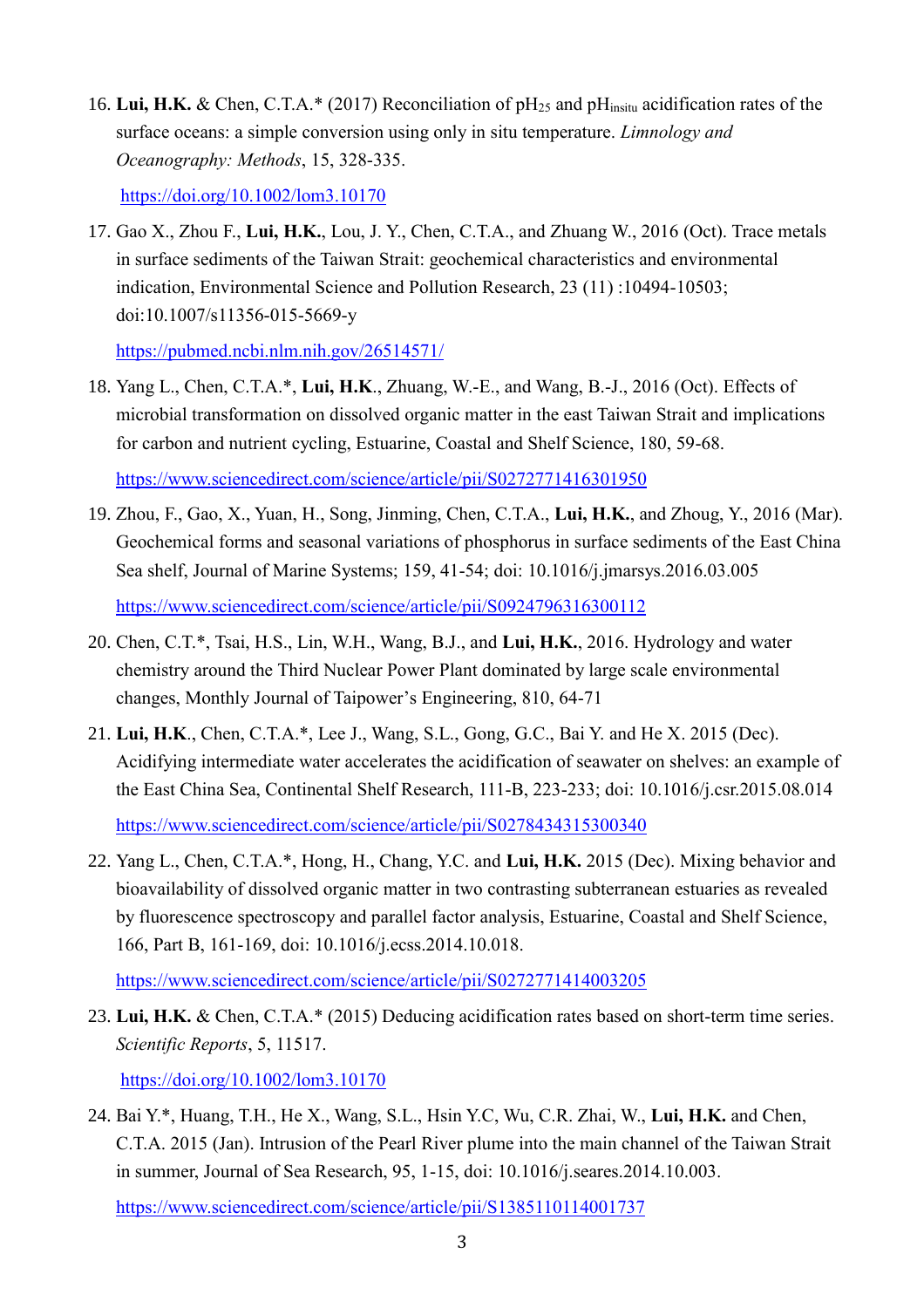16. **Lui, H.K.** & Chen, C.T.A.* (2017) Reconciliation of $pH_{25}$ and $pH_{insitu}$ acidification rates of the surface oceans: a simple conversion using only in situ temperature. *Limnology and Oceanography: Methods*, 15, 328-335.

    https://doi.org/10.1002/lom3.10170

17. Gao X., Zhou F., **Lui, H.K.**, Lou, J. Y., Chen, C.T.A., and Zhuang W., 2016 (Oct). Trace metals in surface sediments of the Taiwan Strait: geochemical characteristics and environmental indication, Environmental Science and Pollution Research, 23 (11) :10494-10503; doi:10.1007/s11356-015-5669-y

    https://pubmed.ncbi.nlm.nih.gov/26514571/

18. Yang L., Chen, C.T.A.*, **Lui, H.K**., Zhuang, W.-E., and Wang, B.-J., 2016 (Oct). Effects of microbial transformation on dissolved organic matter in the east Taiwan Strait and implications for carbon and nutrient cycling, Estuarine, Coastal and Shelf Science, 180, 59-68.

    https://www.sciencedirect.com/science/article/pii/S0272771416301950

19. Zhou, F., Gao, X., Yuan, H., Song, Jinming, Chen, C.T.A., **Lui, H.K.**, and Zhoug, Y., 2016 (Mar). Geochemical forms and seasonal variations of phosphorus in surface sediments of the East China Sea shelf, Journal of Marine Systems; 159, 41-54; doi: 10.1016/j.jmarsys.2016.03.005

    https://www.sciencedirect.com/science/article/pii/S0924796316300112

20. Chen, C.T.*, Tsai, H.S., Lin, W.H., Wang, B.J., and **Lui, H.K.**, 2016. Hydrology and water chemistry around the Third Nuclear Power Plant dominated by large scale environmental changes, Monthly Journal of Taipower's Engineering, 810, 64-71

21. **Lui, H.K**., Chen, C.T.A.*, Lee J., Wang, S.L., Gong, G.C., Bai Y. and He X. 2015 (Dec). Acidifying intermediate water accelerates the acidification of seawater on shelves: an example of the East China Sea, Continental Shelf Research, 111-B, 223-233; doi: 10.1016/j.csr.2015.08.014

    https://www.sciencedirect.com/science/article/pii/S0278434315300340

22. Yang L., Chen, C.T.A.*, Hong, H., Chang, Y.C. and **Lui, H.K.** 2015 (Dec). Mixing behavior and bioavailability of dissolved organic matter in two contrasting subterranean estuaries as revealed by fluorescence spectroscopy and parallel factor analysis, Estuarine, Coastal and Shelf Science, 166, Part B, 161-169, doi: 10.1016/j.ecss.2014.10.018.

    https://www.sciencedirect.com/science/article/pii/S0272771414003205

23. **Lui, H.K.** & Chen, C.T.A.* (2015) Deducing acidification rates based on short-term time series. *Scientific Reports*, 5, 11517.

    https://doi.org/10.1002/lom3.10170

24. Bai Y.*, Huang, T.H., He X., Wang, S.L., Hsin Y.C, Wu, C.R. Zhai, W., **Lui, H.K.** and Chen, C.T.A. 2015 (Jan). Intrusion of the Pearl River plume into the main channel of the Taiwan Strait in summer, Journal of Sea Research, 95, 1-15, doi: 10.1016/j.seares.2014.10.003.

    https://www.sciencedirect.com/science/article/pii/S1385110114001737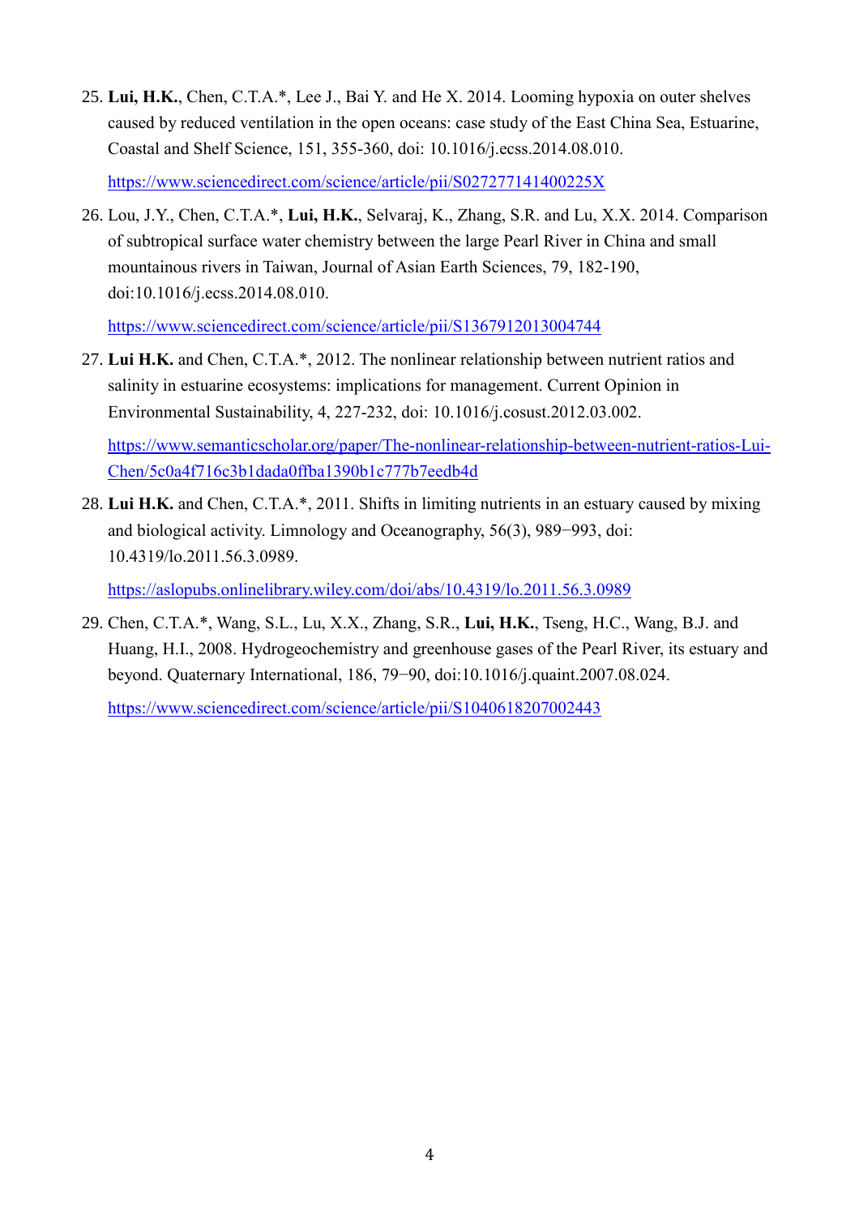25. **Lui, H.K.**, Chen, C.T.A.*, Lee J., Bai Y. and He X. 2014. Looming hypoxia on outer shelves caused by reduced ventilation in the open oceans: case study of the East China Sea, Estuarine, Coastal and Shelf Science, 151, 355-360, doi: 10.1016/j.ecss.2014.08.010.

    https://www.sciencedirect.com/science/article/pii/S027277141400225X

26. Lou, J.Y., Chen, C.T.A.*, **Lui, H.K.**, Selvaraj, K., Zhang, S.R. and Lu, X.X. 2014. Comparison of subtropical surface water chemistry between the large Pearl River in China and small mountainous rivers in Taiwan, Journal of Asian Earth Sciences, 79, 182-190, doi:10.1016/j.ecss.2014.08.010.

    https://www.sciencedirect.com/science/article/pii/S1367912013004744

27. **Lui H.K.** and Chen, C.T.A.*, 2012. The nonlinear relationship between nutrient ratios and salinity in estuarine ecosystems: implications for management. Current Opinion in Environmental Sustainability, 4, 227-232, doi: 10.1016/j.cosust.2012.03.002.

    https://www.semanticscholar.org/paper/The-nonlinear-relationship-between-nutrient-ratios-Lui-Chen/5c0a4f716c3b1dada0ffba1390b1c777b7eedb4d

28. **Lui H.K.** and Chen, C.T.A.*, 2011. Shifts in limiting nutrients in an estuary caused by mixing and biological activity. Limnology and Oceanography, 56(3), 989−993, doi: 10.4319/lo.2011.56.3.0989.

    https://aslopubs.onlinelibrary.wiley.com/doi/abs/10.4319/lo.2011.56.3.0989

29. Chen, C.T.A.*, Wang, S.L., Lu, X.X., Zhang, S.R., **Lui, H.K.**, Tseng, H.C., Wang, B.J. and Huang, H.I., 2008. Hydrogeochemistry and greenhouse gases of the Pearl River, its estuary and beyond. Quaternary International, 186, 79−90, doi:10.1016/j.quaint.2007.08.024.

    https://www.sciencedirect.com/science/article/pii/S1040618207002443